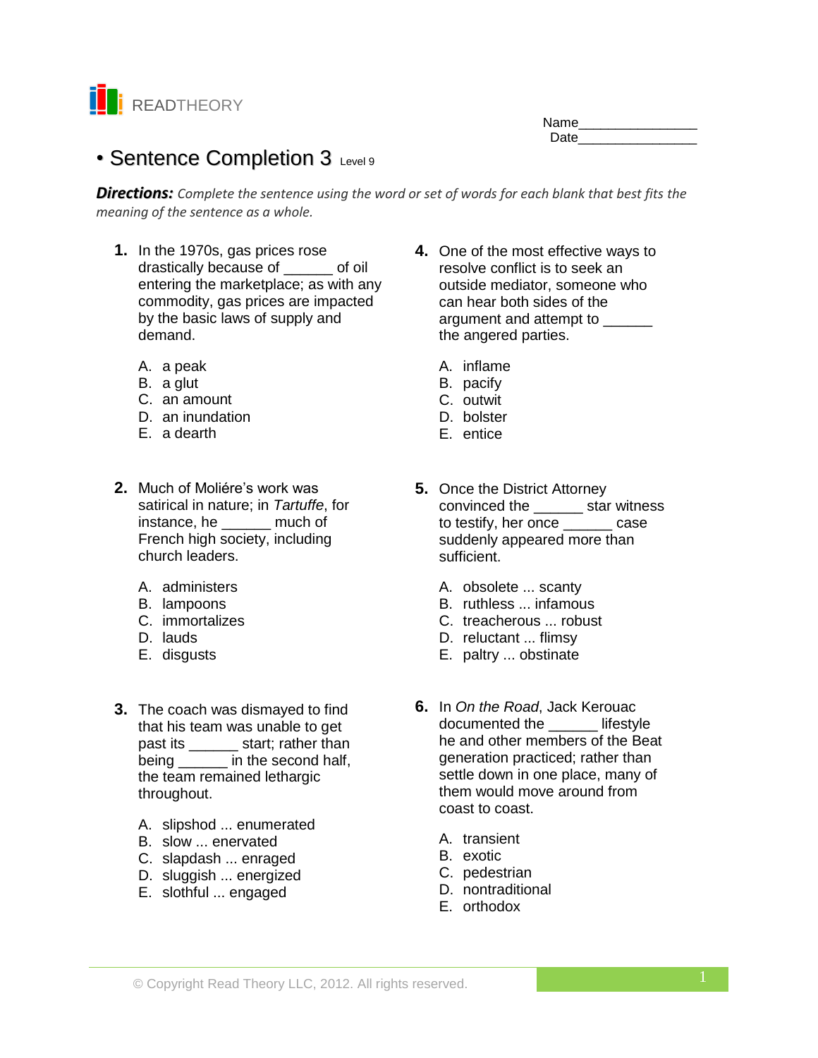READTHEORY

Name________________
Date________________

# • Sentence Completion 3 Level 9

***Directions:*** *Complete the sentence using the word or set of words for each blank that best fits the meaning of the sentence as a whole.*

**1.** In the 1970s, gas prices rose drastically because of ______ of oil entering the marketplace; as with any commodity, gas prices are impacted by the basic laws of supply and demand.

A. a peak
B. a glut
C. an amount
D. an inundation
E. a dearth

**2.** Much of Moliére's work was satirical in nature; in *Tartuffe*, for instance, he ______ much of French high society, including church leaders.

A. administers
B. lampoons
C. immortalizes
D. lauds
E. disgusts

**3.** The coach was dismayed to find that his team was unable to get past its ______ start; rather than being ______ in the second half, the team remained lethargic throughout.

A. slipshod ... enumerated
B. slow ... enervated
C. slapdash ... enraged
D. sluggish ... energized
E. slothful ... engaged

**4.** One of the most effective ways to resolve conflict is to seek an outside mediator, someone who can hear both sides of the argument and attempt to ______ the angered parties.

A. inflame
B. pacify
C. outwit
D. bolster
E. entice

**5.** Once the District Attorney convinced the ______ star witness to testify, her once ______ case suddenly appeared more than sufficient.

A. obsolete ... scanty
B. ruthless ... infamous
C. treacherous ... robust
D. reluctant ... flimsy
E. paltry ... obstinate

**6.** In *On the Road*, Jack Kerouac documented the ______ lifestyle he and other members of the Beat generation practiced; rather than settle down in one place, many of them would move around from coast to coast.

A. transient
B. exotic
C. pedestrian
D. nontraditional
E. orthodox

© Copyright Read Theory LLC, 2012. All rights reserved.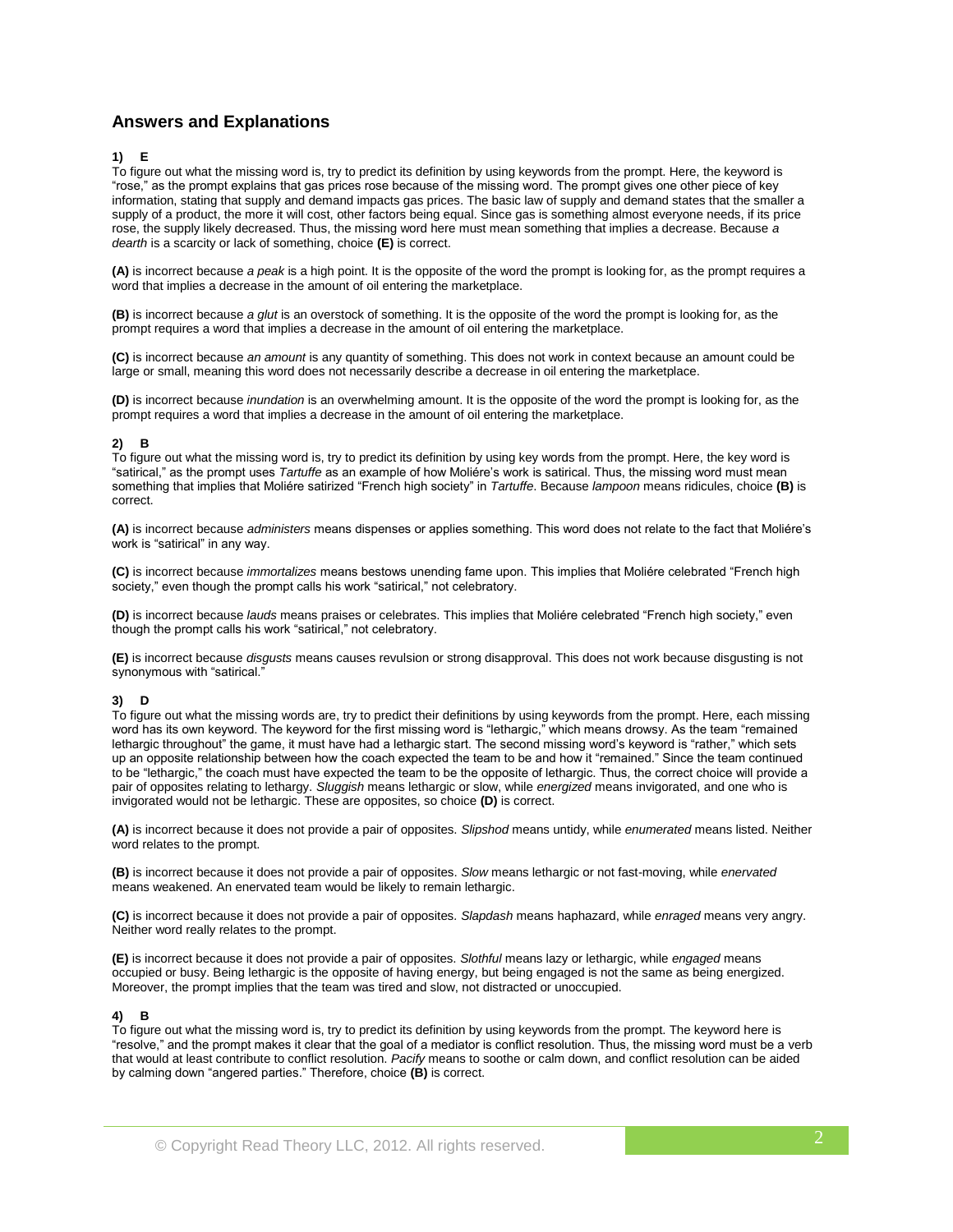## Answers and Explanations

**1) E**

To figure out what the missing word is, try to predict its definition by using keywords from the prompt. Here, the keyword is "rose," as the prompt explains that gas prices rose because of the missing word. The prompt gives one other piece of key information, stating that supply and demand impacts gas prices. The basic law of supply and demand states that the smaller a supply of a product, the more it will cost, other factors being equal. Since gas is something almost everyone needs, if its price rose, the supply likely decreased. Thus, the missing word here must mean something that implies a decrease. Because *a dearth* is a scarcity or lack of something, choice **(E)** is correct.

**(A)** is incorrect because *a peak* is a high point. It is the opposite of the word the prompt is looking for, as the prompt requires a word that implies a decrease in the amount of oil entering the marketplace.

**(B)** is incorrect because *a glut* is an overstock of something. It is the opposite of the word the prompt is looking for, as the prompt requires a word that implies a decrease in the amount of oil entering the marketplace.

**(C)** is incorrect because *an amount* is any quantity of something. This does not work in context because an amount could be large or small, meaning this word does not necessarily describe a decrease in oil entering the marketplace.

**(D)** is incorrect because *inundation* is an overwhelming amount. It is the opposite of the word the prompt is looking for, as the prompt requires a word that implies a decrease in the amount of oil entering the marketplace.

**2) B**

To figure out what the missing word is, try to predict its definition by using key words from the prompt. Here, the key word is "satirical," as the prompt uses *Tartuffe* as an example of how Moliére's work is satirical. Thus, the missing word must mean something that implies that Moliére satirized "French high society" in *Tartuffe*. Because *lampoon* means ridicules, choice **(B)** is correct.

**(A)** is incorrect because *administers* means dispenses or applies something. This word does not relate to the fact that Moliére's work is "satirical" in any way.

**(C)** is incorrect because *immortalizes* means bestows unending fame upon. This implies that Moliére celebrated "French high society," even though the prompt calls his work "satirical," not celebratory.

**(D)** is incorrect because *lauds* means praises or celebrates. This implies that Moliére celebrated "French high society," even though the prompt calls his work "satirical," not celebratory.

**(E)** is incorrect because *disgusts* means causes revulsion or strong disapproval. This does not work because disgusting is not synonymous with "satirical."

**3) D**

To figure out what the missing words are, try to predict their definitions by using keywords from the prompt. Here, each missing word has its own keyword. The keyword for the first missing word is "lethargic," which means drowsy. As the team "remained lethargic throughout" the game, it must have had a lethargic start. The second missing word's keyword is "rather," which sets up an opposite relationship between how the coach expected the team to be and how it "remained." Since the team continued to be "lethargic," the coach must have expected the team to be the opposite of lethargic. Thus, the correct choice will provide a pair of opposites relating to lethargy. *Sluggish* means lethargic or slow, while *energized* means invigorated, and one who is invigorated would not be lethargic. These are opposites, so choice **(D)** is correct.

**(A)** is incorrect because it does not provide a pair of opposites. *Slipshod* means untidy, while *enumerated* means listed. Neither word relates to the prompt.

**(B)** is incorrect because it does not provide a pair of opposites. *Slow* means lethargic or not fast-moving, while *enervated* means weakened. An enervated team would be likely to remain lethargic.

**(C)** is incorrect because it does not provide a pair of opposites. *Slapdash* means haphazard, while *enraged* means very angry. Neither word really relates to the prompt.

**(E)** is incorrect because it does not provide a pair of opposites. *Slothful* means lazy or lethargic, while *engaged* means occupied or busy. Being lethargic is the opposite of having energy, but being engaged is not the same as being energized. Moreover, the prompt implies that the team was tired and slow, not distracted or unoccupied.

**4) B**

To figure out what the missing word is, try to predict its definition by using keywords from the prompt. The keyword here is "resolve," and the prompt makes it clear that the goal of a mediator is conflict resolution. Thus, the missing word must be a verb that would at least contribute to conflict resolution. *Pacify* means to soothe or calm down, and conflict resolution can be aided by calming down "angered parties." Therefore, choice **(B)** is correct.

© Copyright Read Theory LLC, 2012. All rights reserved.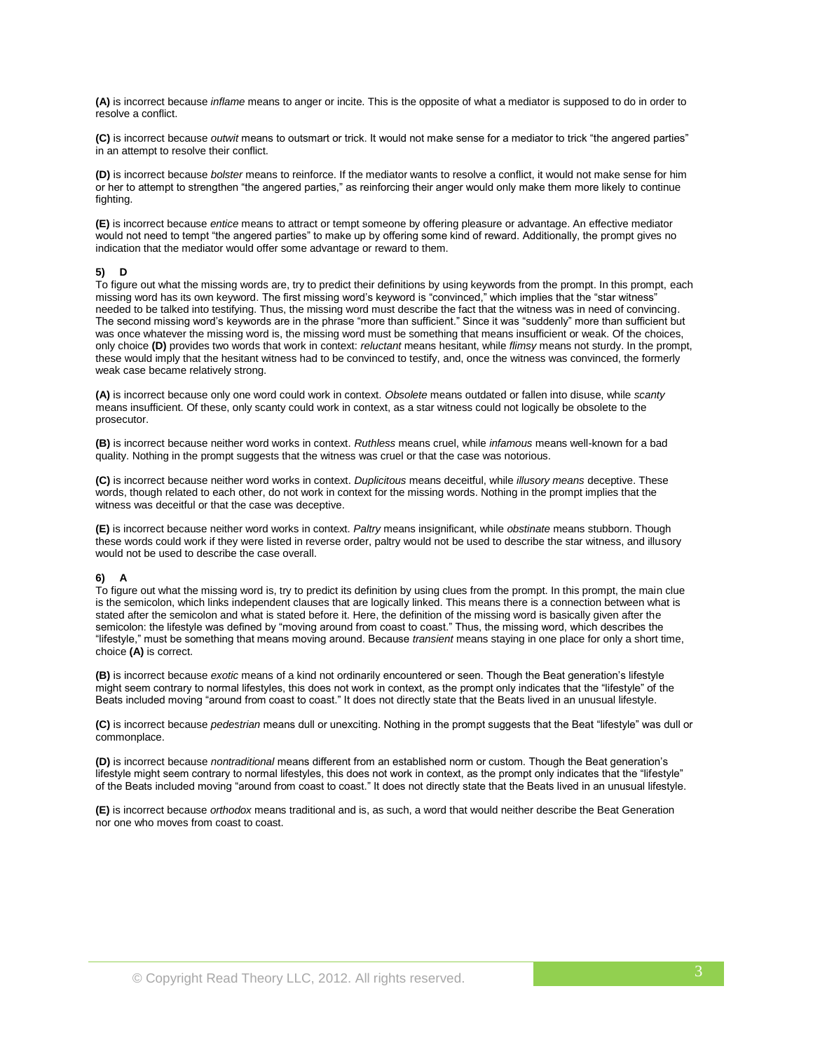**(A)** is incorrect because *inflame* means to anger or incite. This is the opposite of what a mediator is supposed to do in order to resolve a conflict.

**(C)** is incorrect because *outwit* means to outsmart or trick. It would not make sense for a mediator to trick "the angered parties" in an attempt to resolve their conflict.

**(D)** is incorrect because *bolster* means to reinforce. If the mediator wants to resolve a conflict, it would not make sense for him or her to attempt to strengthen "the angered parties," as reinforcing their anger would only make them more likely to continue fighting.

**(E)** is incorrect because *entice* means to attract or tempt someone by offering pleasure or advantage. An effective mediator would not need to tempt "the angered parties" to make up by offering some kind of reward. Additionally, the prompt gives no indication that the mediator would offer some advantage or reward to them.

**5) D**

To figure out what the missing words are, try to predict their definitions by using keywords from the prompt. In this prompt, each missing word has its own keyword. The first missing word's keyword is "convinced," which implies that the "star witness" needed to be talked into testifying. Thus, the missing word must describe the fact that the witness was in need of convincing. The second missing word's keywords are in the phrase "more than sufficient." Since it was "suddenly" more than sufficient but was once whatever the missing word is, the missing word must be something that means insufficient or weak. Of the choices, only choice **(D)** provides two words that work in context: *reluctant* means hesitant, while *flimsy* means not sturdy. In the prompt, these would imply that the hesitant witness had to be convinced to testify, and, once the witness was convinced, the formerly weak case became relatively strong.

**(A)** is incorrect because only one word could work in context. *Obsolete* means outdated or fallen into disuse, while *scanty* means insufficient. Of these, only scanty could work in context, as a star witness could not logically be obsolete to the prosecutor.

**(B)** is incorrect because neither word works in context. *Ruthless* means cruel, while *infamous* means well-known for a bad quality. Nothing in the prompt suggests that the witness was cruel or that the case was notorious.

**(C)** is incorrect because neither word works in context. *Duplicitous* means deceitful, while *illusory means* deceptive. These words, though related to each other, do not work in context for the missing words. Nothing in the prompt implies that the witness was deceitful or that the case was deceptive.

**(E)** is incorrect because neither word works in context. *Paltry* means insignificant, while *obstinate* means stubborn. Though these words could work if they were listed in reverse order, paltry would not be used to describe the star witness, and illusory would not be used to describe the case overall.

**6) A**

To figure out what the missing word is, try to predict its definition by using clues from the prompt. In this prompt, the main clue is the semicolon, which links independent clauses that are logically linked. This means there is a connection between what is stated after the semicolon and what is stated before it. Here, the definition of the missing word is basically given after the semicolon: the lifestyle was defined by "moving around from coast to coast." Thus, the missing word, which describes the "lifestyle," must be something that means moving around. Because *transient* means staying in one place for only a short time, choice **(A)** is correct.

**(B)** is incorrect because *exotic* means of a kind not ordinarily encountered or seen. Though the Beat generation's lifestyle might seem contrary to normal lifestyles, this does not work in context, as the prompt only indicates that the "lifestyle" of the Beats included moving "around from coast to coast." It does not directly state that the Beats lived in an unusual lifestyle.

**(C)** is incorrect because *pedestrian* means dull or unexciting. Nothing in the prompt suggests that the Beat "lifestyle" was dull or commonplace.

**(D)** is incorrect because *nontraditional* means different from an established norm or custom. Though the Beat generation's lifestyle might seem contrary to normal lifestyles, this does not work in context, as the prompt only indicates that the "lifestyle" of the Beats included moving "around from coast to coast." It does not directly state that the Beats lived in an unusual lifestyle.

**(E)** is incorrect because *orthodox* means traditional and is, as such, a word that would neither describe the Beat Generation nor one who moves from coast to coast.